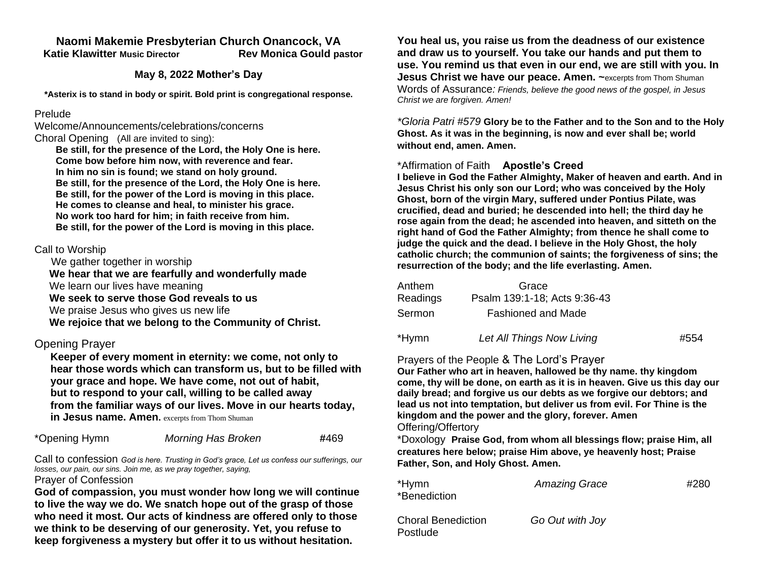# Naomi Makemie Presbyterian Church Onancock, VA

**Katie Klawitter Music Director** **Rev Monica Gould pastor**

**May 8, 2022 Mother's Day**

**\*Asterix is to stand in body or spirit. Bold print is congregational response.**

Prelude

Welcome/Announcements/celebrations/concerns

Choral Opening (All are invited to sing):

**Be still, for the presence of the Lord, the Holy One is here.**
**Come bow before him now, with reverence and fear.**
**In him no sin is found; we stand on holy ground.**
**Be still, for the presence of the Lord, the Holy One is here.**
**Be still, for the power of the Lord is moving in this place.**
**He comes to cleanse and heal, to minister his grace.**
**No work too hard for him; in faith receive from him.**
**Be still, for the power of the Lord is moving in this place.**

Call to Worship

We gather together in worship
**We hear that we are fearfully and wonderfully made**
We learn our lives have meaning
**We seek to serve those God reveals to us**
We praise Jesus who gives us new life
**We rejoice that we belong to the Community of Christ.**

Opening Prayer

**Keeper of every moment in eternity: we come, not only to hear those words which can transform us, but to be filled with your grace and hope. We have come, not out of habit, but to respond to your call, willing to be called away from the familiar ways of our lives. Move in our hearts today, in Jesus name. Amen.** excerpts from Thom Shuman

\*Opening Hymn *Morning Has Broken* #469

Call to confession *God is here. Trusting in God's grace, Let us confess our sufferings, our losses, our pain, our sins. Join me, as we pray together, saying,*

Prayer of Confession

**God of compassion, you must wonder how long we will continue to live the way we do. We snatch hope out of the grasp of those who need it most. Our acts of kindness are offered only to those we think to be deserving of our generosity. Yet, you refuse to keep forgiveness a mystery but offer it to us without hesitation. You heal us, you raise us from the deadness of our existence and draw us to yourself. You take our hands and put them to use. You remind us that even in our end, we are still with you. In Jesus Christ we have our peace. Amen. ~**excerpts from Thom Shuman

Words of Assurance*: Friends, believe the good news of the gospel, in Jesus Christ we are forgiven. Amen!*

*\*Gloria Patri #579* **Glory be to the Father and to the Son and to the Holy Ghost. As it was in the beginning, is now and ever shall be; world without end, amen. Amen.**

\*Affirmation of Faith **Apostle's Creed**

**I believe in God the Father Almighty, Maker of heaven and earth. And in Jesus Christ his only son our Lord; who was conceived by the Holy Ghost, born of the virgin Mary, suffered under Pontius Pilate, was crucified, dead and buried; he descended into hell; the third day he rose again from the dead; he ascended into heaven, and sitteth on the right hand of God the Father Almighty; from thence he shall come to judge the quick and the dead. I believe in the Holy Ghost, the holy catholic church; the communion of saints; the forgiveness of sins; the resurrection of the body; and the life everlasting. Amen.**

Anthem Grace

Readings Psalm 139:1-18; Acts 9:36-43

Sermon Fashioned and Made

\*Hymn *Let All Things Now Living* #554

Prayers of the People & The Lord's Prayer

**Our Father who art in heaven, hallowed be thy name. thy kingdom come, thy will be done, on earth as it is in heaven. Give us this day our daily bread; and forgive us our debts as we forgive our debtors; and lead us not into temptation, but deliver us from evil. For Thine is the kingdom and the power and the glory, forever. Amen**

Offering/Offertory

\*Doxology **Praise God, from whom all blessings flow; praise Him, all creatures here below; praise Him above, ye heavenly host; Praise Father, Son, and Holy Ghost. Amen.**

\*Hymn *Amazing Grace* #280

\*Benediction

Choral Benediction *Go Out with Joy*

Postlude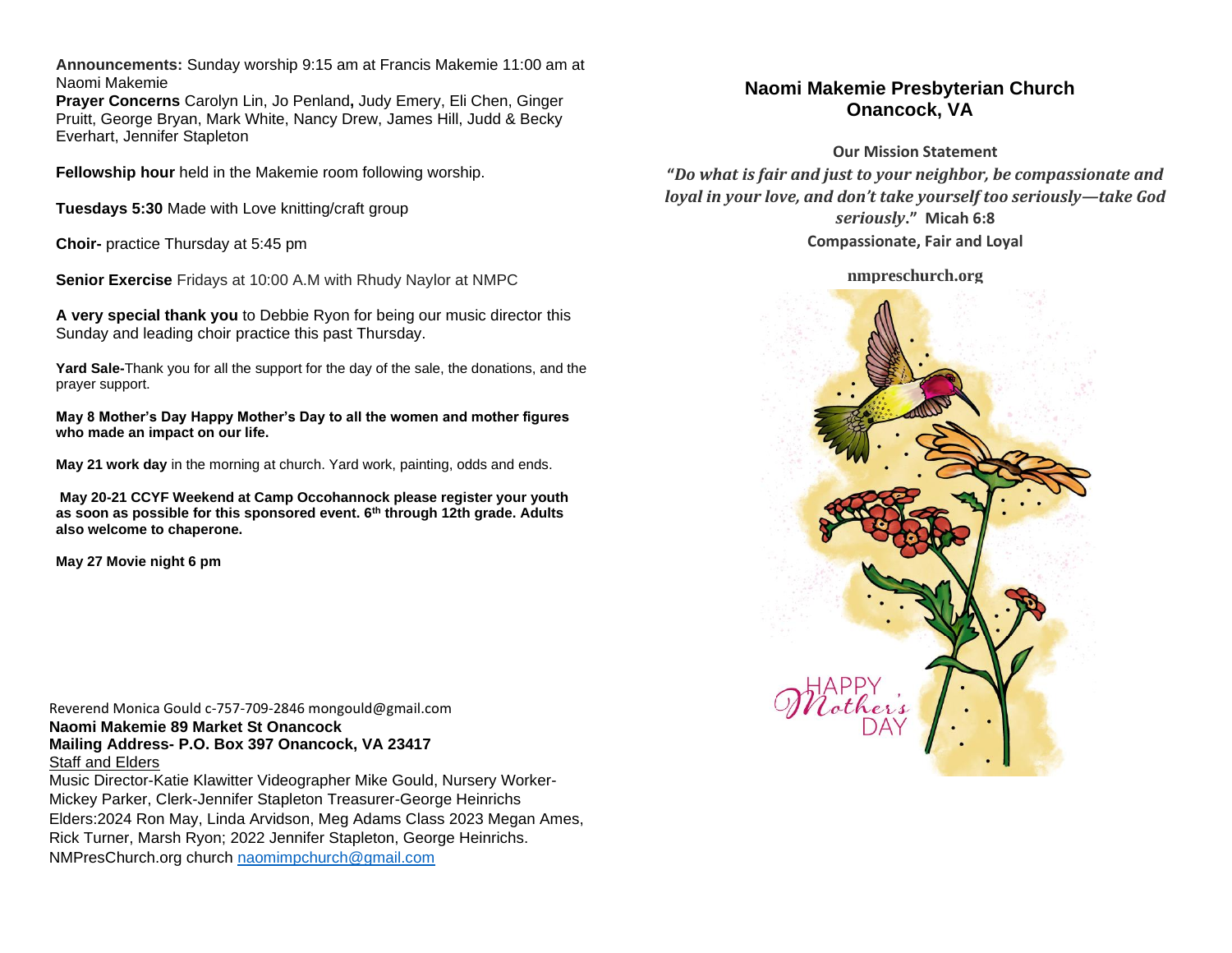**Announcements:** Sunday worship 9:15 am at Francis Makemie 11:00 am at Naomi Makemie

**Prayer Concerns** Carolyn Lin, Jo Penland**,** Judy Emery, Eli Chen, Ginger Pruitt, George Bryan, Mark White, Nancy Drew, James Hill, Judd & Becky Everhart, Jennifer Stapleton

**Fellowship hour** held in the Makemie room following worship.

**Tuesdays 5:30** Made with Love knitting/craft group

**Choir-** practice Thursday at 5:45 pm

**Senior Exercise** Fridays at 10:00 A.M with Rhudy Naylor at NMPC

**A very special thank you** to Debbie Ryon for being our music director this Sunday and leading choir practice this past Thursday.

**Yard Sale-**Thank you for all the support for the day of the sale, the donations, and the prayer support.

**May 8 Mother's Day Happy Mother's Day to all the women and mother figures who made an impact on our life.**

**May 21 work day** in the morning at church. Yard work, painting, odds and ends.

**May 20-21 CCYF Weekend at Camp Occohannock please register your youth as soon as possible for this sponsored event. 6th through 12th grade. Adults also welcome to chaperone.**

**May 27 Movie night 6 pm**

Reverend Monica Gould c-757-709-2846 mongould@gmail.com
**Naomi Makemie 89 Market St Onancock**
**Mailing Address- P.O. Box 397 Onancock, VA 23417**
Staff and Elders
Music Director-Katie Klawitter Videographer Mike Gould, Nursery Worker-Mickey Parker, Clerk-Jennifer Stapleton Treasurer-George Heinrichs
Elders:2024 Ron May, Linda Arvidson, Meg Adams Class 2023 Megan Ames, Rick Turner, Marsh Ryon; 2022 Jennifer Stapleton, George Heinrichs.
NMPresChurch.org church naomimpchurch@gmail.com

## Naomi Makemie Presbyterian Church Onancock, VA

**Our Mission Statement**

***"Do what is fair and just to your neighbor, be compassionate and loyal in your love, and don't take yourself too seriously—take God seriously."*** **Micah 6:8**

**Compassionate, Fair and Loyal**

**nmpreschurch.org**

HAPPY Mother's DAY